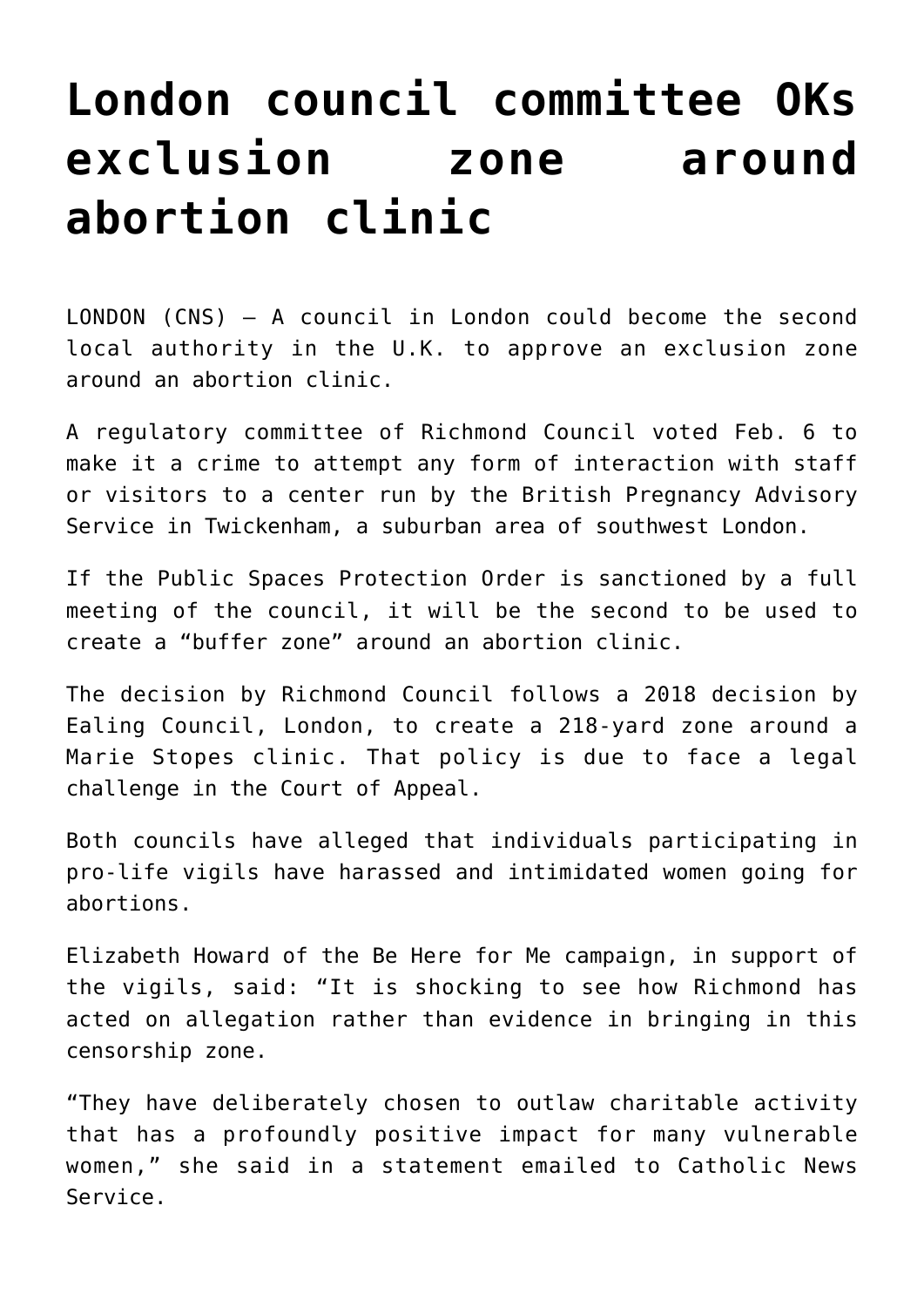# London council committee OKs exclusion zone around abortion clinic

LONDON (CNS) — A council in London could become the second local authority in the U.K. to approve an exclusion zone around an abortion clinic.

A regulatory committee of Richmond Council voted Feb. 6 to make it a crime to attempt any form of interaction with staff or visitors to a center run by the British Pregnancy Advisory Service in Twickenham, a suburban area of southwest London.

If the Public Spaces Protection Order is sanctioned by a full meeting of the council, it will be the second to be used to create a "buffer zone" around an abortion clinic.

The decision by Richmond Council follows a 2018 decision by Ealing Council, London, to create a 218-yard zone around a Marie Stopes clinic. That policy is due to face a legal challenge in the Court of Appeal.

Both councils have alleged that individuals participating in pro-life vigils have harassed and intimidated women going for abortions.

Elizabeth Howard of the Be Here for Me campaign, in support of the vigils, said: "It is shocking to see how Richmond has acted on allegation rather than evidence in bringing in this censorship zone.

"They have deliberately chosen to outlaw charitable activity that has a profoundly positive impact for many vulnerable women," she said in a statement emailed to Catholic News Service.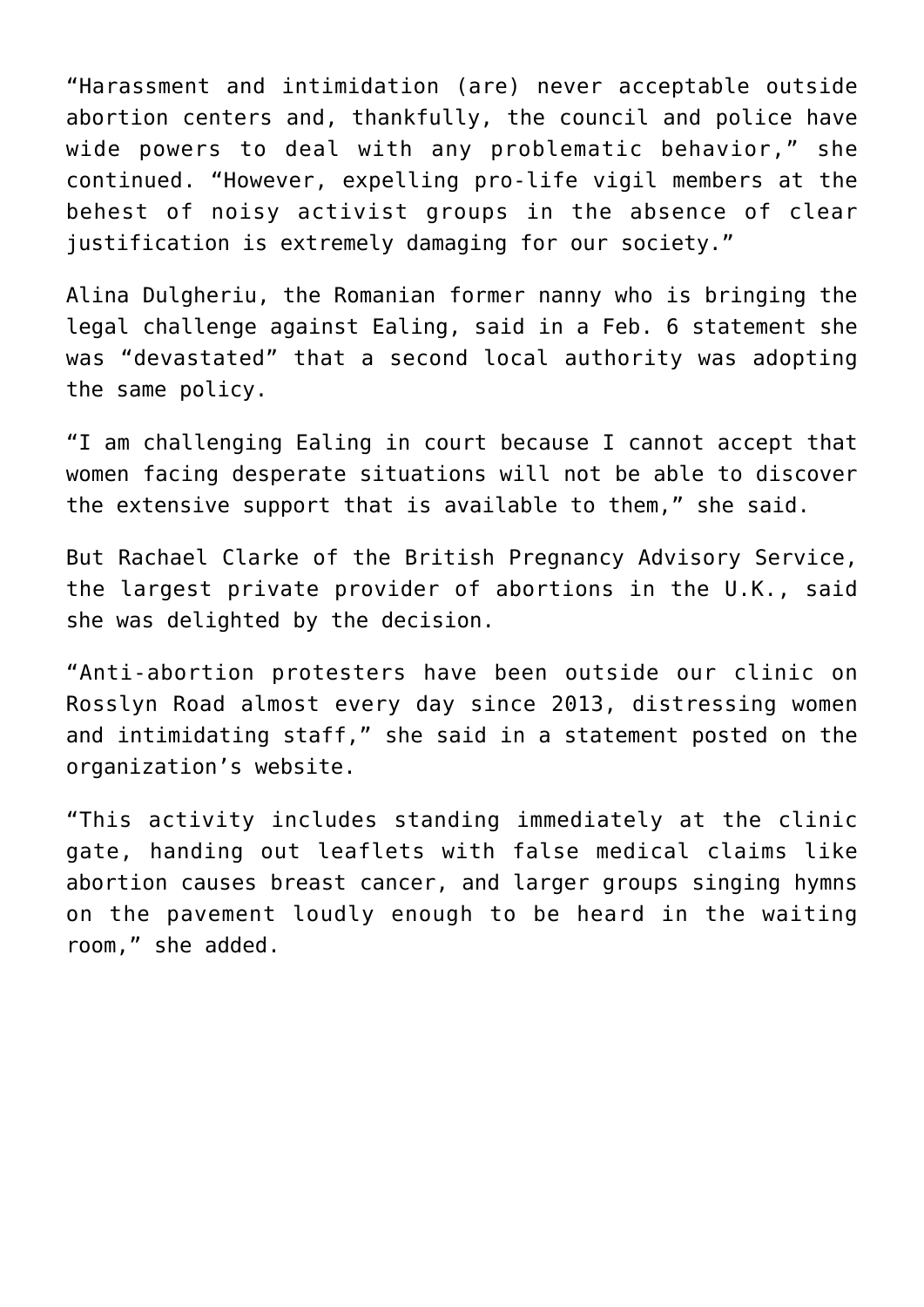"Harassment and intimidation (are) never acceptable outside abortion centers and, thankfully, the council and police have wide powers to deal with any problematic behavior," she continued. "However, expelling pro-life vigil members at the behest of noisy activist groups in the absence of clear justification is extremely damaging for our society."

Alina Dulgheriu, the Romanian former nanny who is bringing the legal challenge against Ealing, said in a Feb. 6 statement she was "devastated" that a second local authority was adopting the same policy.

"I am challenging Ealing in court because I cannot accept that women facing desperate situations will not be able to discover the extensive support that is available to them," she said.

But Rachael Clarke of the British Pregnancy Advisory Service, the largest private provider of abortions in the U.K., said she was delighted by the decision.

"Anti-abortion protesters have been outside our clinic on Rosslyn Road almost every day since 2013, distressing women and intimidating staff," she said in a statement posted on the organization's website.

"This activity includes standing immediately at the clinic gate, handing out leaflets with false medical claims like abortion causes breast cancer, and larger groups singing hymns on the pavement loudly enough to be heard in the waiting room," she added.